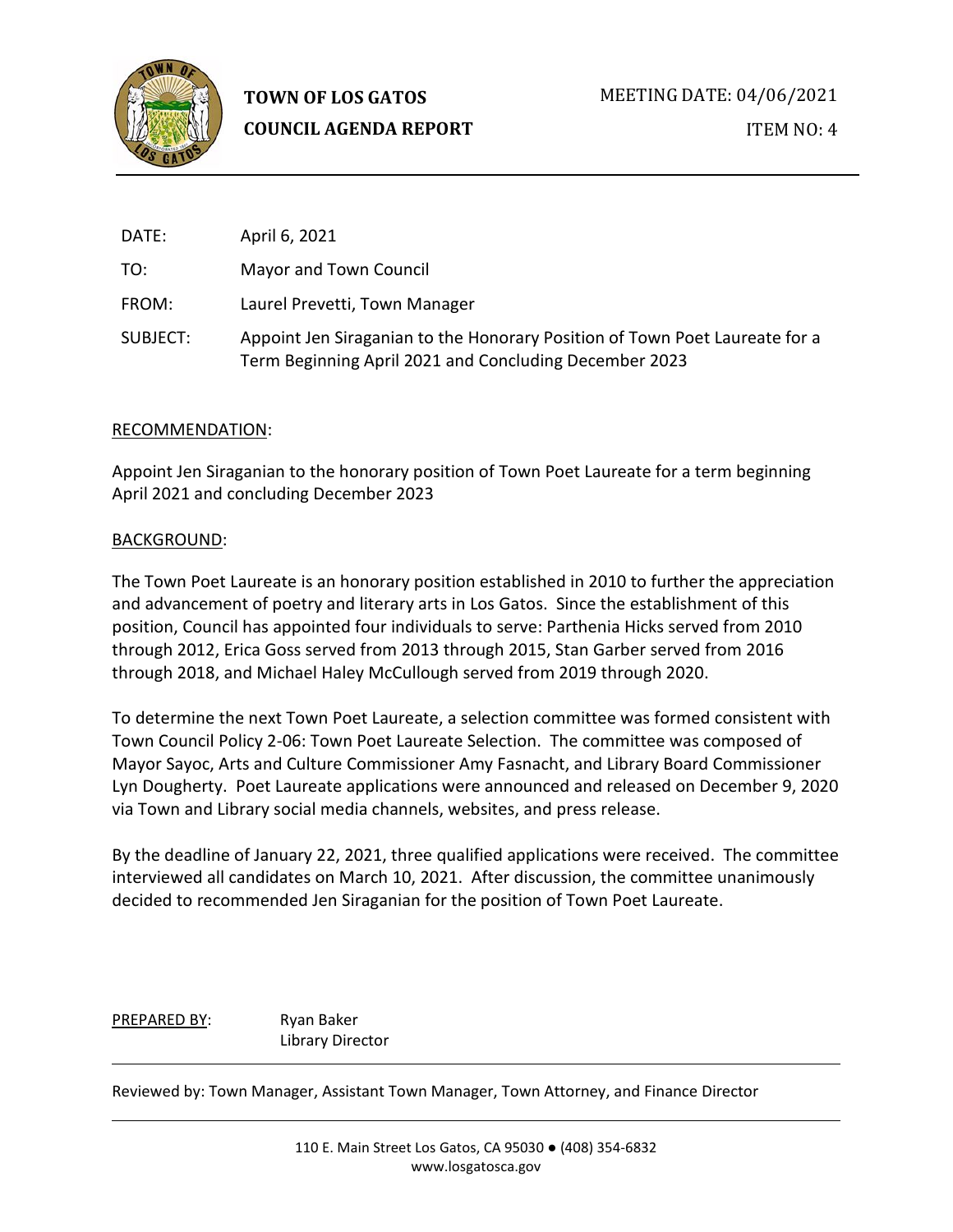**TOWN OF LOS GATOS**
**COUNCIL AGENDA REPORT**

MEETING DATE: 04/06/2021

ITEM NO: 4

| | |
|---|---|
| DATE: | April 6, 2021 |
| TO: | Mayor and Town Council |
| FROM: | Laurel Prevetti, Town Manager |
| SUBJECT: | Appoint Jen Siraganian to the Honorary Position of Town Poet Laureate for a Term Beginning April 2021 and Concluding December 2023 |

## RECOMMENDATION:

Appoint Jen Siraganian to the honorary position of Town Poet Laureate for a term beginning April 2021 and concluding December 2023

## BACKGROUND:

The Town Poet Laureate is an honorary position established in 2010 to further the appreciation and advancement of poetry and literary arts in Los Gatos. Since the establishment of this position, Council has appointed four individuals to serve: Parthenia Hicks served from 2010 through 2012, Erica Goss served from 2013 through 2015, Stan Garber served from 2016 through 2018, and Michael Haley McCullough served from 2019 through 2020.

To determine the next Town Poet Laureate, a selection committee was formed consistent with Town Council Policy 2-06: Town Poet Laureate Selection. The committee was composed of Mayor Sayoc, Arts and Culture Commissioner Amy Fasnacht, and Library Board Commissioner Lyn Dougherty. Poet Laureate applications were announced and released on December 9, 2020 via Town and Library social media channels, websites, and press release.

By the deadline of January 22, 2021, three qualified applications were received. The committee interviewed all candidates on March 10, 2021. After discussion, the committee unanimously decided to recommended Jen Siraganian for the position of Town Poet Laureate.

PREPARED BY: Ryan Baker
Library Director

Reviewed by: Town Manager, Assistant Town Manager, Town Attorney, and Finance Director

110 E. Main Street Los Gatos, CA 95030 ● (408) 354-6832
www.losgatosca.gov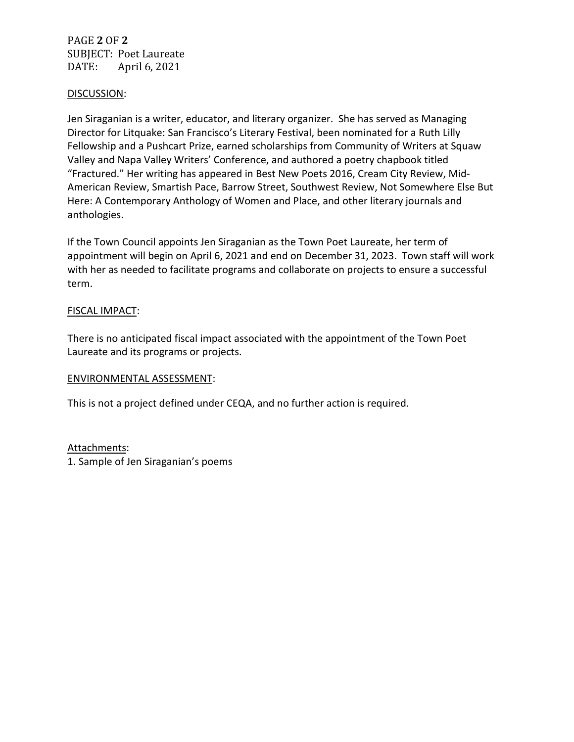DISCUSSION:

Jen Siraganian is a writer, educator, and literary organizer. She has served as Managing Director for Litquake: San Francisco's Literary Festival, been nominated for a Ruth Lilly Fellowship and a Pushcart Prize, earned scholarships from Community of Writers at Squaw Valley and Napa Valley Writers' Conference, and authored a poetry chapbook titled "Fractured." Her writing has appeared in Best New Poets 2016, Cream City Review, Mid-American Review, Smartish Pace, Barrow Street, Southwest Review, Not Somewhere Else But Here: A Contemporary Anthology of Women and Place, and other literary journals and anthologies.

If the Town Council appoints Jen Siraganian as the Town Poet Laureate, her term of appointment will begin on April 6, 2021 and end on December 31, 2023. Town staff will work with her as needed to facilitate programs and collaborate on projects to ensure a successful term.

FISCAL IMPACT:

There is no anticipated fiscal impact associated with the appointment of the Town Poet Laureate and its programs or projects.

ENVIRONMENTAL ASSESSMENT:

This is not a project defined under CEQA, and no further action is required.

Attachments:
1. Sample of Jen Siraganian's poems